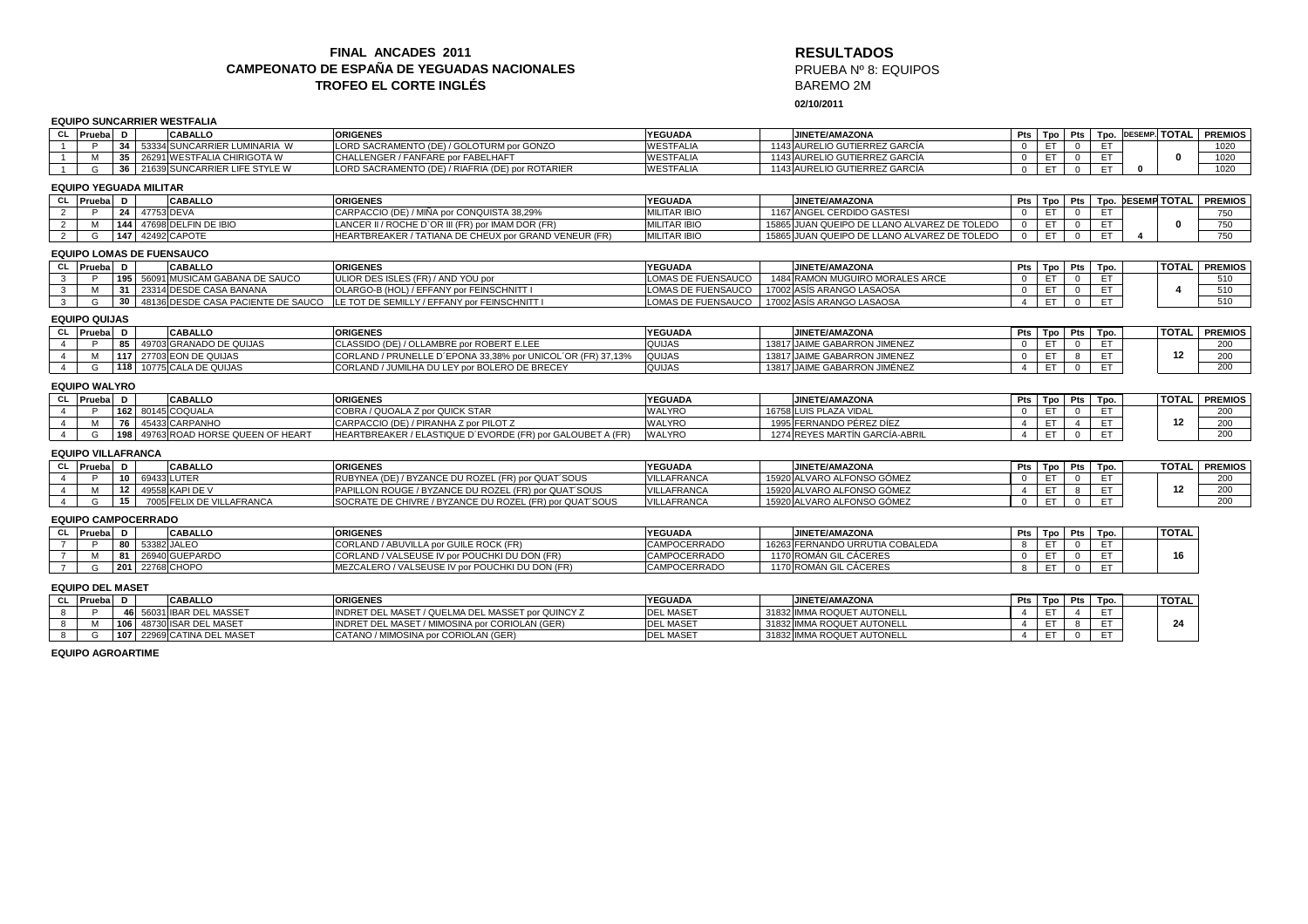# FINAL ANCADES 2011
## CAMPEONATO DE ESPAÑA DE YEGUADAS NACIONALES
## TROFEO EL CORTE INGLÉS

**RESULTADOS**

PRUEBA Nº 8: EQUIPOS

BAREMO 2M

**02/10/2011**

### EQUIPO SUNCARRIER WESTFALIA

| CL | Prueba | D | | CABALLO | ORIGENES | YEGUADA | | JINETE/AMAZONA | Pts | Tpo | Pts | Tpo. | DESEMP. | TOTAL | PREMIOS |
|---|---|---|---|---|---|---|---|---|---|---|---|---|---|---|---|
| 1 | P | 34 | 53334 | SUNCARRIER LUMINARIA W | LORD SACRAMENTO (DE) / GOLOTURM por GONZO | WESTFALIA | 1143 | AURELIO GUTIERREZ GARCÍA | 0 | ET | 0 | ET | | | 1020 |
| 1 | M | 35 | 26291 | WESTFALIA CHIRIGOTA W | CHALLENGER / FANFARE por FABELHAFT | WESTFALIA | 1143 | AURELIO GUTIERREZ GARCÍA | 0 | ET | 0 | ET | | 0 | 1020 |
| 1 | G | 36 | 21639 | SUNCARRIER LIFE STYLE W | LORD SACRAMENTO (DE) / RIAFRIA (DE) por ROTARIER | WESTFALIA | 1143 | AURELIO GUTIERREZ GARCÍA | 0 | ET | 0 | ET | 0 | | 1020 |

### EQUIPO YEGUADA MILITAR

| CL | Prueba | D | | CABALLO | ORIGENES | YEGUADA | | JINETE/AMAZONA | Pts | Tpo | Pts | Tpo. | DESEMP | TOTAL | PREMIOS |
|---|---|---|---|---|---|---|---|---|---|---|---|---|---|---|---|
| 2 | P | 24 | 47753 | DEVA | CARPACCIO (DE) / MIÑA por CONQUISTA 38,29% | MILITAR IBIO | 1167 | ANGEL CERDIDO GASTESI | 0 | ET | 0 | ET | | | 750 |
| 2 | M | 144 | 47698 | DELFIN DE IBIO | LANCER II / ROCHE D´OR III (FR) por IMAM DOR (FR) | MILITAR IBIO | 15865 | JUAN QUEIPO DE LLANO ALVAREZ DE TOLEDO | 0 | ET | 0 | ET | | 0 | 750 |
| 2 | G | 147 | 42492 | CAPOTE | HEARTBREAKER / TATIANA DE CHEUX por GRAND VENEUR (FR) | MILITAR IBIO | 15865 | JUAN QUEIPO DE LLANO ALVAREZ DE TOLEDO | 0 | ET | 0 | ET | 4 | | 750 |

### EQUIPO LOMAS DE FUENSAUCO

| CL | Prueba | D | | CABALLO | ORIGENES | YEGUADA | | JINETE/AMAZONA | Pts | Tpo | Pts | Tpo. | | TOTAL | PREMIOS |
|---|---|---|---|---|---|---|---|---|---|---|---|---|---|---|---|
| 3 | P | 195 | 56091 | MUSICAM GABANA DE SAUCO | ULIOR DES ISLES (FR) / AND YOU por | LOMAS DE FUENSAUCO | 1484 | RAMON MUGUIRO MORALES ARCE | 0 | ET | 0 | ET | | | 510 |
| 3 | M | 31 | 23314 | DESDE CASA BANANA | OLARGO-B (HOL) / EFFANY por FEINSCHNITT I | LOMAS DE FUENSAUCO | 17002 | ASÍS ARANGO LASAOSA | 0 | ET | 0 | ET | | 4 | 510 |
| 3 | G | 30 | 48136 | DESDE CASA PACIENTE DE SAUCO | LE TOT DE SEMILLY / EFFANY por FEINSCHNITT I | LOMAS DE FUENSAUCO | 17002 | ASÍS ARANGO LASAOSA | 4 | ET | 0 | ET | | | 510 |

### EQUIPO QUIJAS

| CL | Prueba | D | | CABALLO | ORIGENES | YEGUADA | | JINETE/AMAZONA | Pts | Tpo | Pts | Tpo. | | TOTAL | PREMIOS |
|---|---|---|---|---|---|---|---|---|---|---|---|---|---|---|---|
| 4 | P | 85 | 49703 | GRANADO DE QUIJAS | CLASSIDO (DE) / OLLAMBRE por ROBERT E.LEE | QUIJAS | 13817 | JAIME GABARRON JIMENEZ | 0 | ET | 0 | ET | | | 200 |
| 4 | M | 117 | 27703 | EON DE QUIJAS | CORLAND / PRUNELLE D´EPONA 33,38% por UNICOL´OR (FR) 37,13% | QUIJAS | 13817 | JAIME GABARRON JIMENEZ | 0 | ET | 8 | ET | | 12 | 200 |
| 4 | G | 118 | 10775 | CALA DE QUIJAS | CORLAND / JUMILHA DU LEY por BOLERO DE BRECEY | QUIJAS | 13817 | JAIME GABARRON JIMÉNEZ | 4 | ET | 0 | ET | | | 200 |

### EQUIPO WALYRO

| CL | Prueba | D | | CABALLO | ORIGENES | YEGUADA | | JINETE/AMAZONA | Pts | Tpo | Pts | Tpo. | | TOTAL | PREMIOS |
|---|---|---|---|---|---|---|---|---|---|---|---|---|---|---|---|
| 4 | P | 162 | 80145 | COQUALA | COBRA / QUOALA Z por QUICK STAR | WALYRO | 16758 | LUIS PLAZA VIDAL | 0 | ET | 0 | ET | | | 200 |
| 4 | M | 76 | 45433 | CARPANHO | CARPACCIO (DE) / PIRANHA Z por PILOT Z | WALYRO | 1995 | FERNANDO PÉREZ DÍEZ | 4 | ET | 4 | ET | | 12 | 200 |
| 4 | G | 198 | 49763 | ROAD HORSE QUEEN OF HEART | HEARTBREAKER / ELASTIQUE D´EVORDE (FR) por GALOUBET A (FR) | WALYRO | 1274 | REYES MARTÍN GARCÍA-ABRIL | 4 | ET | 0 | ET | | | 200 |

### EQUIPO VILLAFRANCA

| CL | Prueba | D | | CABALLO | ORIGENES | YEGUADA | | JINETE/AMAZONA | Pts | Tpo | Pts | Tpo. | | TOTAL | PREMIOS |
|---|---|---|---|---|---|---|---|---|---|---|---|---|---|---|---|
| 4 | P | 10 | 69433 | LUTER | RUBYNEA (DE) / BYZANCE DU ROZEL (FR) por QUAT´SOUS | VILLAFRANCA | 15920 | ALVARO ALFONSO GÓMEZ | 0 | ET | 0 | ET | | | 200 |
| 4 | M | 12 | 49558 | KAPI DE V | PAPILLON ROUGE / BYZANCE DU ROZEL (FR) por QUAT´SOUS | VILLAFRANCA | 15920 | ALVARO ALFONSO GÓMEZ | 4 | ET | 8 | ET | | 12 | 200 |
| 4 | G | 15 | 7005 | FELIX DE VILLAFRANCA | SOCRATE DE CHIVRE / BYZANCE DU ROZEL (FR) por QUAT´SOUS | VILLAFRANCA | 15920 | ALVARO ALFONSO GÓMEZ | 0 | ET | 0 | ET | | | 200 |

### EQUIPO CAMPOCERRADO

| CL | Prueba | D | | CABALLO | ORIGENES | YEGUADA | | JINETE/AMAZONA | Pts | Tpo | Pts | Tpo. | | TOTAL |
|---|---|---|---|---|---|---|---|---|---|---|---|---|---|---|
| 7 | P | 80 | 53382 | JALEO | CORLAND / ABUVILLA por GUILE ROCK (FR) | CAMPOCERRADO | 16263 | FERNANDO URRUTIA COBALEDA | 8 | ET | 0 | ET | | |
| 7 | M | 81 | 26940 | GUEPARDO | CORLAND / VALSEUSE IV por POUCHKI DU DON (FR) | CAMPOCERRADO | 1170 | ROMÁN GIL CÁCERES | 0 | ET | 0 | ET | | 16 |
| 7 | G | 201 | 22768 | CHOPO | MEZCALERO / VALSEUSE IV por POUCHKI DU DON (FR) | CAMPOCERRADO | 1170 | ROMÁN GIL CÁCERES | 8 | ET | 0 | ET | | |

### EQUIPO DEL MASET

| CL | Prueba | D | | CABALLO | ORIGENES | YEGUADA | | JINETE/AMAZONA | Pts | Tpo | Pts | Tpo. | | TOTAL |
|---|---|---|---|---|---|---|---|---|---|---|---|---|---|---|
| 8 | P | 46 | 56031 | IBAR DEL MASSET | INDRET DEL MASET / QUELMA DEL MASSET por QUINCY Z | DEL MASET | 31832 | IMMA ROQUET AUTONELL | 4 | ET | 4 | ET | | |
| 8 | M | 106 | 48730 | ISAR DEL MASET | INDRET DEL MASET / MIMOSINA por CORIOLAN (GER) | DEL MASET | 31832 | IMMA ROQUET AUTONELL | 4 | ET | 8 | ET | | 24 |
| 8 | G | 107 | 22969 | CATINA DEL MASET | CATANO / MIMOSINA por CORIOLAN (GER) | DEL MASET | 31832 | IMMA ROQUET AUTONELL | 4 | ET | 0 | ET | | |

### EQUIPO AGROARTIME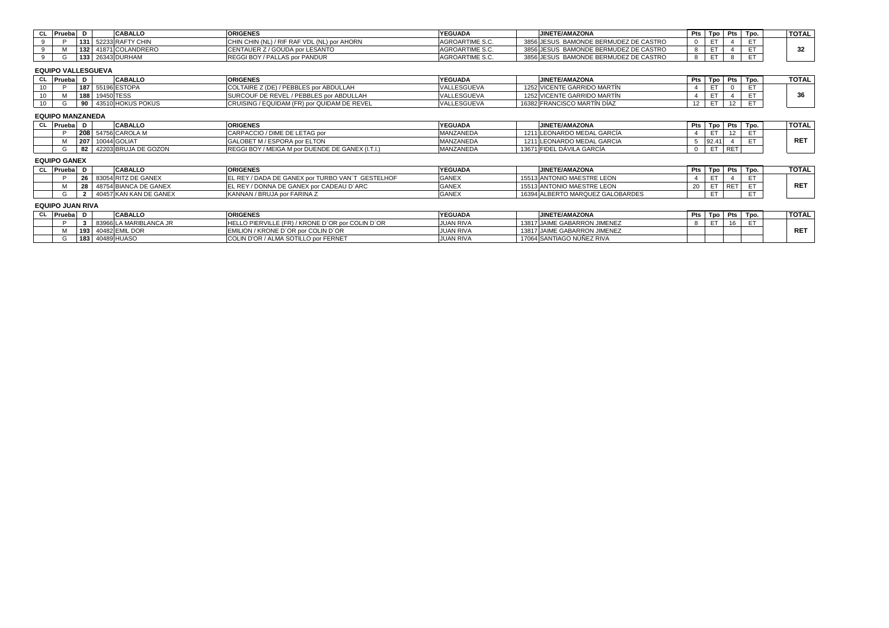| CL | Prueba | D | | CABALLO | ORIGENES | YEGUADA | | JINETE/AMAZONA | Pts | Tpo | Pts | Tpo. | TOTAL |
|---|---|---|---|---|---|---|---|---|---|---|---|---|---|
| 9 | P | 131 | 52233 | RAFTY CHIN | CHIN CHIN (NL) / RIF RAF VDL (NL) por AHORN | AGROARTIME S.C. | 3856 | JESUS BAMONDE BERMUDEZ DE CASTRO | 0 | ET | 4 | ET | 32 |
| 9 | M | 132 | 41871 | COLANDRERO | CENTAUER Z / GOUDA por LESANTO | AGROARTIME S.C. | 3856 | JESUS BAMONDE BERMUDEZ DE CASTRO | 8 | ET | 4 | ET | |
| 9 | G | 133 | 26343 | DURHAM | REGGI BOY / PALLAS por PANDUR | AGROARTIME S.C. | 3856 | JESUS BAMONDE BERMUDEZ DE CASTRO | 8 | ET | 8 | ET | |

**EQUIPO VALLESGUEVA**

| CL | Prueba | D | | CABALLO | ORIGENES | YEGUADA | | JINETE/AMAZONA | Pts | Tpo | Pts | Tpo. | TOTAL |
|---|---|---|---|---|---|---|---|---|---|---|---|---|---|
| 10 | P | 187 | 55196 | ESTOPA | COLTAIRE Z (DE) / PEBBLES por ABDULLAH | VALLESGUEVA | 1252 | VICENTE GARRIDO MARTÍN | 4 | ET | 0 | ET | 36 |
| 10 | M | 188 | 19450 | TESS | SURCOUF DE REVEL / PEBBLES por ABDULLAH | VALLESGUEVA | 1252 | VICENTE GARRIDO MARTÍN | 4 | ET | 4 | ET | |
| 10 | G | 90 | 43510 | HOKUS POKUS | CRUISING / EQUIDAM (FR) por QUIDAM DE REVEL | VALLESGUEVA | 16382 | FRANCISCO MARTÍN DÍAZ | 12 | ET | 12 | ET | |

**EQUIPO MANZANEDA**

| CL | Prueba | D | | CABALLO | ORIGENES | YEGUADA | | JINETE/AMAZONA | Pts | Tpo | Pts | Tpo. | TOTAL |
|---|---|---|---|---|---|---|---|---|---|---|---|---|---|
| | P | 208 | 54756 | CAROLA M | CARPACCIO / DIME DE LETAG por | MANZANEDA | 1211 | LEONARDO MEDAL GARCÍA | 4 | ET | 12 | ET | RET |
| | M | 207 | 10044 | GOLIAT | GALOBET M / ESPORA por ELTON | MANZANEDA | 1211 | LEONARDO MEDAL GARCIA | 5 | 92.41 | 4 | ET | |
| | G | 82 | 42203 | BRUJA DE GOZON | REGGI BOY / MEIGA M por DUENDE DE GANEX (I.T.I.) | MANZANEDA | 13671 | FIDEL DÁVILA GARCÍA | 0 | ET | RET | | |

**EQUIPO GANEX**

| CL | Prueba | D | | CABALLO | ORIGENES | YEGUADA | | JINETE/AMAZONA | Pts | Tpo | Pts | Tpo. | TOTAL |
|---|---|---|---|---|---|---|---|---|---|---|---|---|---|
| | P | 26 | 83054 | RITZ DE GANEX | EL REY / DADA DE GANEX por TURBO VAN´T GESTELHOF | GANEX | 15513 | ANTONIO MAESTRE LEON | 4 | ET | 4 | ET | RET |
| | M | 28 | 48754 | BIANCA DE GANEX | EL REY / DONNA DE GANEX por CADEAU D´ARC | GANEX | 15513 | ANTONIO MAESTRE LEON | 20 | ET | RET | ET | |
| | G | 2 | 40457 | KAN KAN DE GANEX | KANNAN / BRUJA por FARINA Z | GANEX | 16394 | ALBERTO MARQUEZ GALOBARDES | | ET | | ET | |

**EQUIPO JUAN RIVA**

| CL | Prueba | D | | CABALLO | ORIGENES | YEGUADA | | JINETE/AMAZONA | Pts | Tpo | Pts | Tpo. | TOTAL |
|---|---|---|---|---|---|---|---|---|---|---|---|---|---|
| | P | 3 | 83966 | LA MARIBLANCA JR | HELLO PIERVILLE (FR) / KRONE D´OR por COLIN D´OR | JUAN RIVA | 13817 | JAIME GABARRON JIMENEZ | 8 | ET | 16 | ET | RET |
| | M | 193 | 40482 | EMIL DOR | EMILION / KRONE D´OR por COLIN D´OR | JUAN RIVA | 13817 | JAIME GABARRON JIMENEZ | | | | | |
| | G | 183 | 40489 | HUASO | COLIN D'OR / ALMA SOTILLO por FERNET | JUAN RIVA | 17064 | SANTIAGO NÚÑEZ RIVA | | | | | |